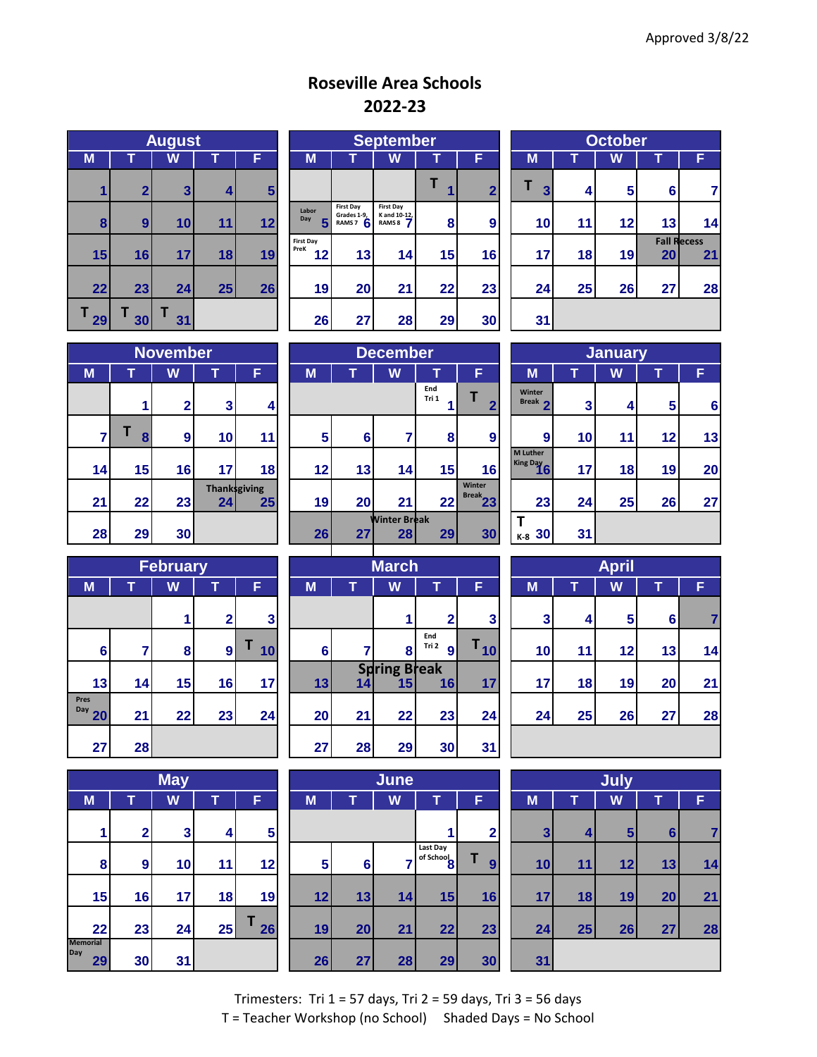Approved 3/8/22

# Roseville Area Schools
## 2022-23

### August

| M | T | W | T | F |
|---|---|---|---|---|
| 1 | 2 | 3 | 4 | 5 |
| 8 | 9 | 10 | 11 | 12 |
| 15 | 16 | 17 | 18 | 19 |
| 22 | 23 | 24 | 25 | 26 |
| T 29 | T 30 | T 31 | | |

### September

| M | T | W | T | F |
|---|---|---|---|---|
| | | | T 1 | 2 |
| Labor Day 5 | First Day Grades 1-9, RAMS 7 6 | First Day K and 10-12, RAMS 8 7 | 8 | 9 |
| First Day PreK 12 | 13 | 14 | 15 | 16 |
| 19 | 20 | 21 | 22 | 23 |
| 26 | 27 | 28 | 29 | 30 |

### October

| M | T | W | T | F |
|---|---|---|---|---|
| T 3 | 4 | 5 | 6 | 7 |
| 10 | 11 | 12 | 13 | 14 |
| 17 | 18 | 19 | Fall Recess 20 | 21 |
| 24 | 25 | 26 | 27 | 28 |
| 31 | | | | |

### November

| M | T | W | T | F |
|---|---|---|---|---|
| | 1 | 2 | 3 | 4 |
| 7 | T 8 | 9 | 10 | 11 |
| 14 | 15 | 16 | 17 | 18 |
| 21 | 22 | 23 | Thanksgiving 24 | 25 |
| 28 | 29 | 30 | | |

### December

| M | T | W | T | F |
|---|---|---|---|---|
| | | | End Tri 1 1 | T 2 |
| 5 | 6 | 7 | 8 | 9 |
| 12 | 13 | 14 | 15 | 16 |
| 19 | 20 | 21 | 22 | Winter Break 23 |
| 26 | 27 | Winter Break 28 | 29 | 30 |

### January

| M | T | W | T | F |
|---|---|---|---|---|
| Winter Break 2 | 3 | 4 | 5 | 6 |
| 9 | 10 | 11 | 12 | 13 |
| M Luther King Day 16 | 17 | 18 | 19 | 20 |
| 23 | 24 | 25 | 26 | 27 |
| T K-8 30 | 31 | | | |

### February

| M | T | W | T | F |
|---|---|---|---|---|
| | | 1 | 2 | 3 |
| 6 | 7 | 8 | 9 | T 10 |
| 13 | 14 | 15 | 16 | 17 |
| Pres Day 20 | 21 | 22 | 23 | 24 |
| 27 | 28 | | | |

### March

| M | T | W | T | F |
|---|---|---|---|---|
| | | 1 | 2 | 3 |
| 6 | 7 | 8 | End Tri 2 9 | T 10 |
| 13 | 14 | Spring Break 15 | 16 | 17 |
| 20 | 21 | 22 | 23 | 24 |
| 27 | 28 | 29 | 30 | 31 |

### April

| M | T | W | T | F |
|---|---|---|---|---|
| 3 | 4 | 5 | 6 | 7 |
| 10 | 11 | 12 | 13 | 14 |
| 17 | 18 | 19 | 20 | 21 |
| 24 | 25 | 26 | 27 | 28 |

### May

| M | T | W | T | F |
|---|---|---|---|---|
| 1 | 2 | 3 | 4 | 5 |
| 8 | 9 | 10 | 11 | 12 |
| 15 | 16 | 17 | 18 | 19 |
| 22 | 23 | 24 | 25 | T 26 |
| Memorial Day 29 | 30 | 31 | | |

### June

| M | T | W | T | F |
|---|---|---|---|---|
| | | | 1 | 2 |
| 5 | 6 | 7 | Last Day of School 8 | T 9 |
| 12 | 13 | 14 | 15 | 16 |
| 19 | 20 | 21 | 22 | 23 |
| 26 | 27 | 28 | 29 | 30 |

### July

| M | T | W | T | F |
|---|---|---|---|---|
| 3 | 4 | 5 | 6 | 7 |
| 10 | 11 | 12 | 13 | 14 |
| 17 | 18 | 19 | 20 | 21 |
| 24 | 25 | 26 | 27 | 28 |
| 31 | | | | |

Trimesters: Tri 1 = 57 days, Tri 2 = 59 days, Tri 3 = 56 days

T = Teacher Workshop (no School)   Shaded Days = No School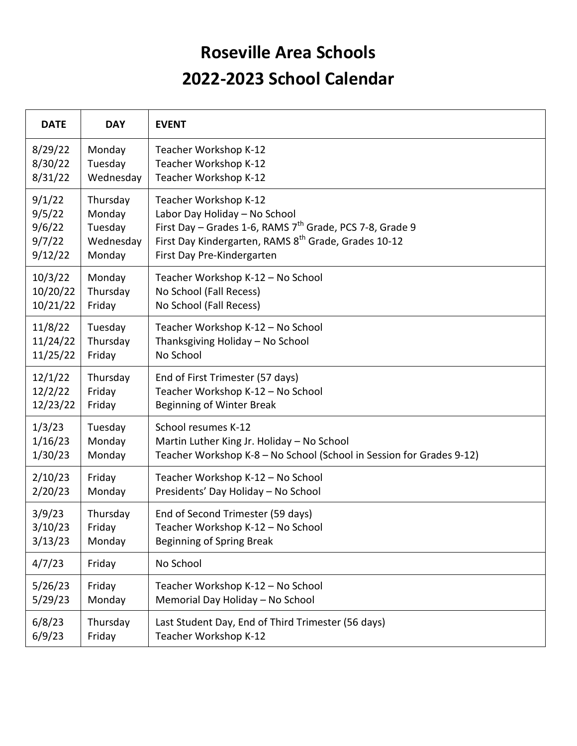# Roseville Area Schools
# 2022-2023 School Calendar

| DATE | DAY | EVENT |
|---|---|---|
| 8/29/22 | Monday | Teacher Workshop K-12 |
| 8/30/22 | Tuesday | Teacher Workshop K-12 |
| 8/31/22 | Wednesday | Teacher Workshop K-12 |
| 9/1/22 | Thursday | Teacher Workshop K-12 |
| 9/5/22 | Monday | Labor Day Holiday – No School |
| 9/6/22 | Tuesday | First Day – Grades 1-6, RAMS 7th Grade, PCS 7-8, Grade 9 |
| 9/7/22 | Wednesday | First Day Kindergarten, RAMS 8th Grade, Grades 10-12 |
| 9/12/22 | Monday | First Day Pre-Kindergarten |
| 10/3/22 | Monday | Teacher Workshop K-12 – No School |
| 10/20/22 | Thursday | No School (Fall Recess) |
| 10/21/22 | Friday | No School (Fall Recess) |
| 11/8/22 | Tuesday | Teacher Workshop K-12 – No School |
| 11/24/22 | Thursday | Thanksgiving Holiday – No School |
| 11/25/22 | Friday | No School |
| 12/1/22 | Thursday | End of First Trimester (57 days) |
| 12/2/22 | Friday | Teacher Workshop K-12 – No School |
| 12/23/22 | Friday | Beginning of Winter Break |
| 1/3/23 | Tuesday | School resumes K-12 |
| 1/16/23 | Monday | Martin Luther King Jr. Holiday – No School |
| 1/30/23 | Monday | Teacher Workshop K-8 – No School (School in Session for Grades 9-12) |
| 2/10/23 | Friday | Teacher Workshop K-12 – No School |
| 2/20/23 | Monday | Presidents' Day Holiday – No School |
| 3/9/23 | Thursday | End of Second Trimester (59 days) |
| 3/10/23 | Friday | Teacher Workshop K-12 – No School |
| 3/13/23 | Monday | Beginning of Spring Break |
| 4/7/23 | Friday | No School |
| 5/26/23 | Friday | Teacher Workshop K-12 – No School |
| 5/29/23 | Monday | Memorial Day Holiday – No School |
| 6/8/23 | Thursday | Last Student Day, End of Third Trimester (56 days) |
| 6/9/23 | Friday | Teacher Workshop K-12 |